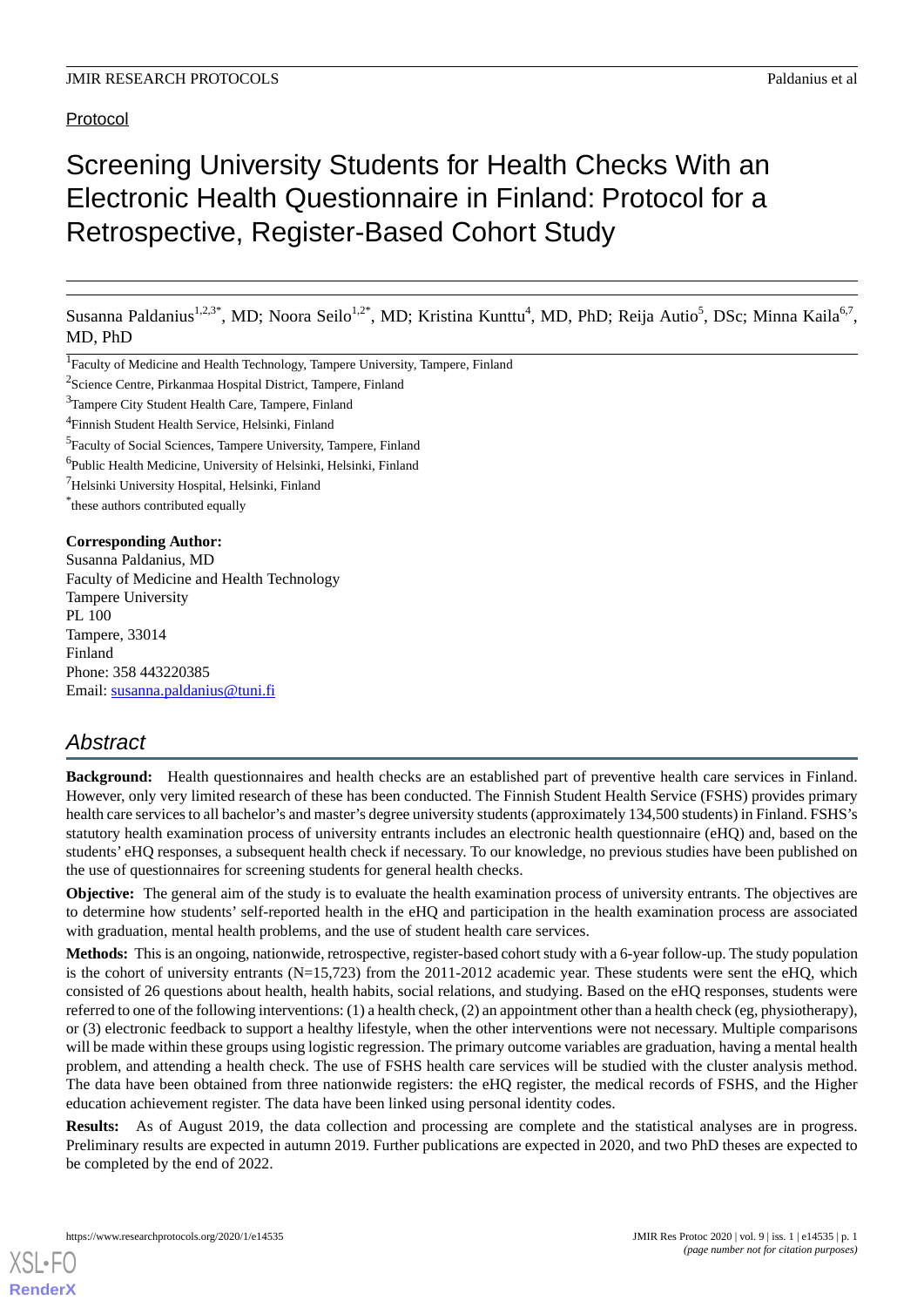Protocol

# Screening University Students for Health Checks With an Electronic Health Questionnaire in Finland: Protocol for a Retrospective, Register-Based Cohort Study

Susanna Paldanius[1,2,3*], MD; Noora Seilo[1,2*], MD; Kristina Kunttu[4], MD, PhD; Reija Autio[5], DSc; Minna Kaila[6,7], MD, PhD

[1]Faculty of Medicine and Health Technology, Tampere University, Tampere, Finland

[2]Science Centre, Pirkanmaa Hospital District, Tampere, Finland

[3]Tampere City Student Health Care, Tampere, Finland

[4]Finnish Student Health Service, Helsinki, Finland

[5]Faculty of Social Sciences, Tampere University, Tampere, Finland

[6]Public Health Medicine, University of Helsinki, Helsinki, Finland

[7]Helsinki University Hospital, Helsinki, Finland

[*]these authors contributed equally

**Corresponding Author:**
Susanna Paldanius, MD
Faculty of Medicine and Health Technology
Tampere University
PL 100
Tampere, 33014
Finland
Phone: 358 443220385
Email: susanna.paldanius@tuni.fi

## *Abstract*

**Background:** Health questionnaires and health checks are an established part of preventive health care services in Finland. However, only very limited research of these has been conducted. The Finnish Student Health Service (FSHS) provides primary health care services to all bachelor's and master's degree university students (approximately 134,500 students) in Finland. FSHS's statutory health examination process of university entrants includes an electronic health questionnaire (eHQ) and, based on the students' eHQ responses, a subsequent health check if necessary. To our knowledge, no previous studies have been published on the use of questionnaires for screening students for general health checks.

**Objective:** The general aim of the study is to evaluate the health examination process of university entrants. The objectives are to determine how students' self-reported health in the eHQ and participation in the health examination process are associated with graduation, mental health problems, and the use of student health care services.

**Methods:** This is an ongoing, nationwide, retrospective, register-based cohort study with a 6-year follow-up. The study population is the cohort of university entrants (N=15,723) from the 2011-2012 academic year. These students were sent the eHQ, which consisted of 26 questions about health, health habits, social relations, and studying. Based on the eHQ responses, students were referred to one of the following interventions: (1) a health check, (2) an appointment other than a health check (eg, physiotherapy), or (3) electronic feedback to support a healthy lifestyle, when the other interventions were not necessary. Multiple comparisons will be made within these groups using logistic regression. The primary outcome variables are graduation, having a mental health problem, and attending a health check. The use of FSHS health care services will be studied with the cluster analysis method. The data have been obtained from three nationwide registers: the eHQ register, the medical records of FSHS, and the Higher education achievement register. The data have been linked using personal identity codes.

**Results:** As of August 2019, the data collection and processing are complete and the statistical analyses are in progress. Preliminary results are expected in autumn 2019. Further publications are expected in 2020, and two PhD theses are expected to be completed by the end of 2022.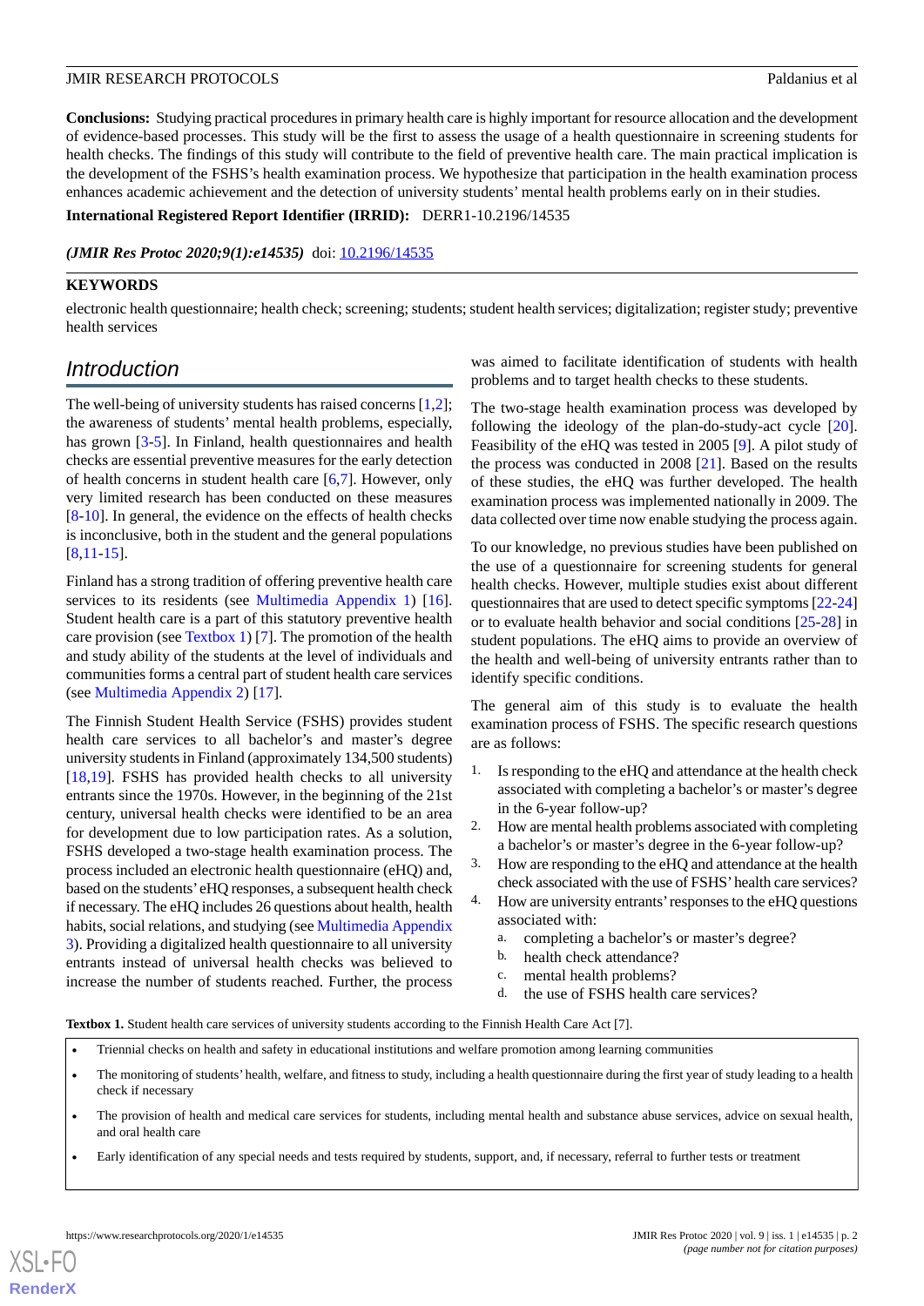**Conclusions:** Studying practical procedures in primary health care is highly important for resource allocation and the development of evidence-based processes. This study will be the first to assess the usage of a health questionnaire in screening students for health checks. The findings of this study will contribute to the field of preventive health care. The main practical implication is the development of the FSHS's health examination process. We hypothesize that participation in the health examination process enhances academic achievement and the detection of university students' mental health problems early on in their studies.

**International Registered Report Identifier (IRRID):** DERR1-10.2196/14535

***(JMIR Res Protoc 2020;9(1):e14535)*** doi: 10.2196/14535

**KEYWORDS**

electronic health questionnaire; health check; screening; students; student health services; digitalization; register study; preventive health services

## Introduction

The well-being of university students has raised concerns [1,2]; the awareness of students' mental health problems, especially, has grown [3-5]. In Finland, health questionnaires and health checks are essential preventive measures for the early detection of health concerns in student health care [6,7]. However, only very limited research has been conducted on these measures [8-10]. In general, the evidence on the effects of health checks is inconclusive, both in the student and the general populations [8,11-15].

Finland has a strong tradition of offering preventive health care services to its residents (see Multimedia Appendix 1) [16]. Student health care is a part of this statutory preventive health care provision (see Textbox 1) [7]. The promotion of the health and study ability of the students at the level of individuals and communities forms a central part of student health care services (see Multimedia Appendix 2) [17].

The Finnish Student Health Service (FSHS) provides student health care services to all bachelor's and master's degree university students in Finland (approximately 134,500 students) [18,19]. FSHS has provided health checks to all university entrants since the 1970s. However, in the beginning of the 21st century, universal health checks were identified to be an area for development due to low participation rates. As a solution, FSHS developed a two-stage health examination process. The process included an electronic health questionnaire (eHQ) and, based on the students' eHQ responses, a subsequent health check if necessary. The eHQ includes 26 questions about health, health habits, social relations, and studying (see Multimedia Appendix 3). Providing a digitalized health questionnaire to all university entrants instead of universal health checks was believed to increase the number of students reached. Further, the process was aimed to facilitate identification of students with health problems and to target health checks to these students.

The two-stage health examination process was developed by following the ideology of the plan-do-study-act cycle [20]. Feasibility of the eHQ was tested in 2005 [9]. A pilot study of the process was conducted in 2008 [21]. Based on the results of these studies, the eHQ was further developed. The health examination process was implemented nationally in 2009. The data collected over time now enable studying the process again.

To our knowledge, no previous studies have been published on the use of a questionnaire for screening students for general health checks. However, multiple studies exist about different questionnaires that are used to detect specific symptoms [22-24] or to evaluate health behavior and social conditions [25-28] in student populations. The eHQ aims to provide an overview of the health and well-being of university entrants rather than to identify specific conditions.

The general aim of this study is to evaluate the health examination process of FSHS. The specific research questions are as follows:

1. Is responding to the eHQ and attendance at the health check associated with completing a bachelor's or master's degree in the 6-year follow-up?
2. How are mental health problems associated with completing a bachelor's or master's degree in the 6-year follow-up?
3. How are responding to the eHQ and attendance at the health check associated with the use of FSHS' health care services?
4. How are university entrants' responses to the eHQ questions associated with:
   a. completing a bachelor's or master's degree?
   b. health check attendance?
   c. mental health problems?
   d. the use of FSHS health care services?

**Textbox 1.** Student health care services of university students according to the Finnish Health Care Act [7].

- Triennial checks on health and safety in educational institutions and welfare promotion among learning communities
- The monitoring of students' health, welfare, and fitness to study, including a health questionnaire during the first year of study leading to a health check if necessary
- The provision of health and medical care services for students, including mental health and substance abuse services, advice on sexual health, and oral health care
- Early identification of any special needs and tests required by students, support, and, if necessary, referral to further tests or treatment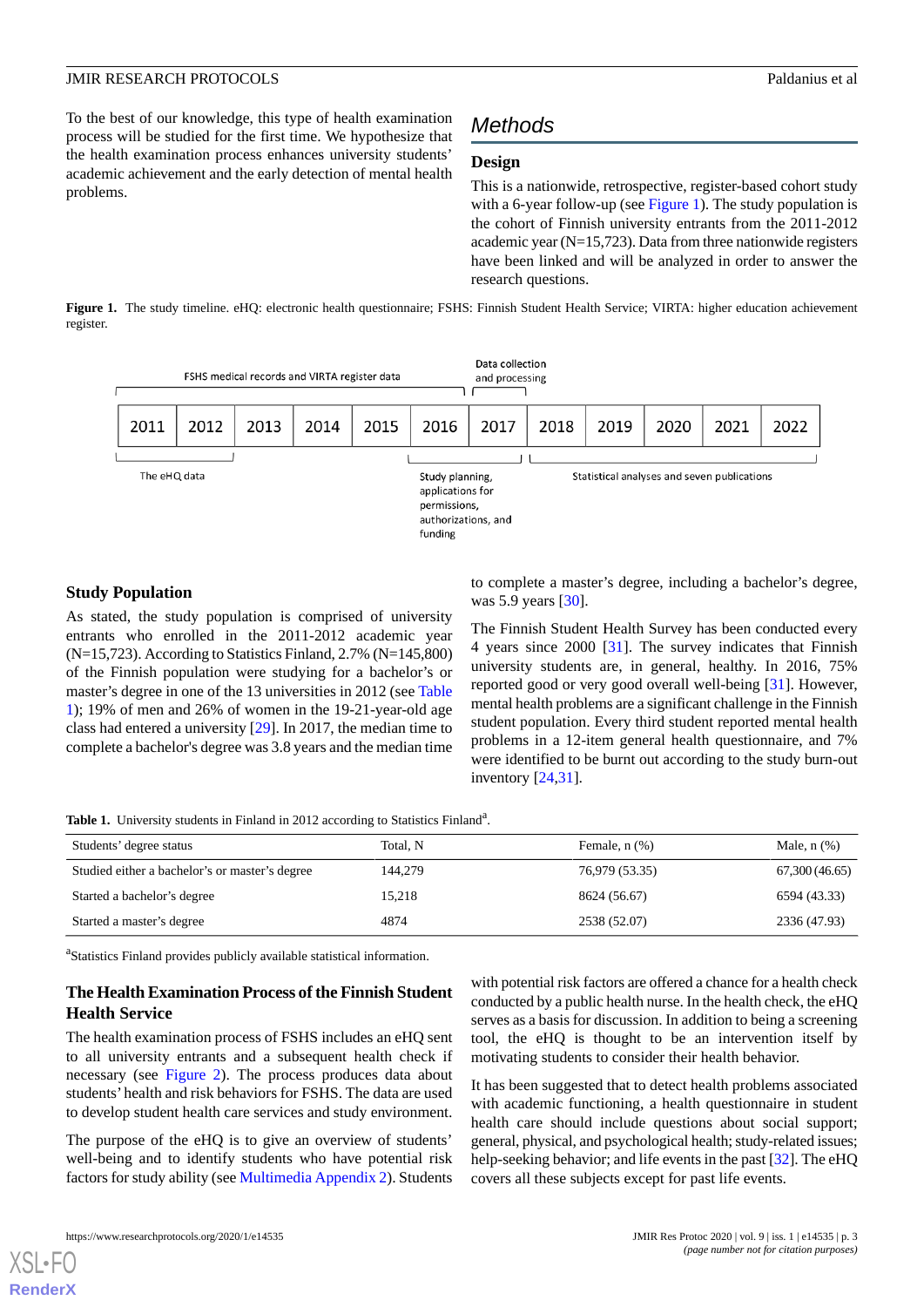To the best of our knowledge, this type of health examination process will be studied for the first time. We hypothesize that the health examination process enhances university students' academic achievement and the early detection of mental health problems.

## Methods

### Design

This is a nationwide, retrospective, register-based cohort study with a 6-year follow-up (see Figure 1). The study population is the cohort of Finnish university entrants from the 2011-2012 academic year (N=15,723). Data from three nationwide registers have been linked and will be analyzed in order to answer the research questions.

**Figure 1.** The study timeline. eHQ: electronic health questionnaire; FSHS: Finnish Student Health Service; VIRTA: higher education achievement register.

FSHS medical records and VIRTA register data

Data collection and processing

| 2011 | 2012 | 2013 | 2014 | 2015 | 2016 | 2017 | 2018 | 2019 | 2020 | 2021 | 2022 |
|---|---|---|---|---|---|---|---|---|---|---|---|

The eHQ data

Study planning, applications for permissions, authorizations, and funding

Statistical analyses and seven publications

### Study Population

As stated, the study population is comprised of university entrants who enrolled in the 2011-2012 academic year (N=15,723). According to Statistics Finland, 2.7% (N=145,800) of the Finnish population were studying for a bachelor's or master's degree in one of the 13 universities in 2012 (see Table 1); 19% of men and 26% of women in the 19-21-year-old age class had entered a university [29]. In 2017, the median time to complete a bachelor's degree was 3.8 years and the median time to complete a master's degree, including a bachelor's degree, was 5.9 years [30].

The Finnish Student Health Survey has been conducted every 4 years since 2000 [31]. The survey indicates that Finnish university students are, in general, healthy. In 2016, 75% reported good or very good overall well-being [31]. However, mental health problems are a significant challenge in the Finnish student population. Every third student reported mental health problems in a 12-item general health questionnaire, and 7% were identified to be burnt out according to the study burn-out inventory [24,31].

**Table 1.** University students in Finland in 2012 according to Statistics Finland[a].

| Students' degree status | Total, N | Female, n (%) | Male, n (%) |
|---|---|---|---|
| Studied either a bachelor's or master's degree | 144,279 | 76,979 (53.35) | 67,300 (46.65) |
| Started a bachelor's degree | 15,218 | 8624 (56.67) | 6594 (43.33) |
| Started a master's degree | 4874 | 2538 (52.07) | 2336 (47.93) |

[a]Statistics Finland provides publicly available statistical information.

### The Health Examination Process of the Finnish Student Health Service

The health examination process of FSHS includes an eHQ sent to all university entrants and a subsequent health check if necessary (see Figure 2). The process produces data about students' health and risk behaviors for FSHS. The data are used to develop student health care services and study environment.

The purpose of the eHQ is to give an overview of students' well-being and to identify students who have potential risk factors for study ability (see Multimedia Appendix 2). Students with potential risk factors are offered a chance for a health check conducted by a public health nurse. In the health check, the eHQ serves as a basis for discussion. In addition to being a screening tool, the eHQ is thought to be an intervention itself by motivating students to consider their health behavior.

It has been suggested that to detect health problems associated with academic functioning, a health questionnaire in student health care should include questions about social support; general, physical, and psychological health; study-related issues; help-seeking behavior; and life events in the past [32]. The eHQ covers all these subjects except for past life events.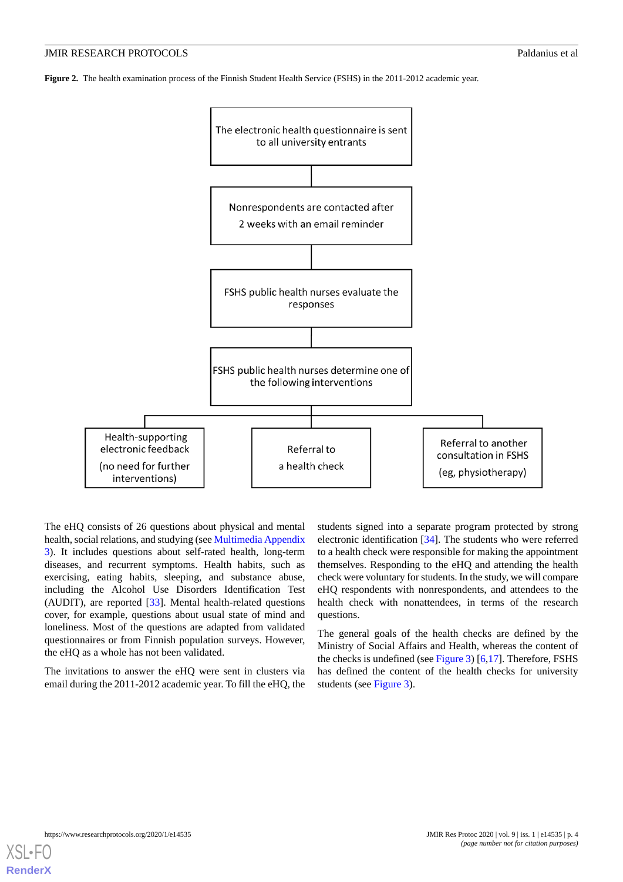**Figure 2.** The health examination process of the Finnish Student Health Service (FSHS) in the 2011-2012 academic year.

The electronic health questionnaire is sent to all university entrants

Nonrespondents are contacted after 2 weeks with an email reminder

FSHS public health nurses evaluate the responses

FSHS public health nurses determine one of the following interventions

Health-supporting electronic feedback (no need for further interventions)

Referral to a health check

Referral to another consultation in FSHS (eg, physiotherapy)

The eHQ consists of 26 questions about physical and mental health, social relations, and studying (see Multimedia Appendix 3). It includes questions about self-rated health, long-term diseases, and recurrent symptoms. Health habits, such as exercising, eating habits, sleeping, and substance abuse, including the Alcohol Use Disorders Identification Test (AUDIT), are reported [33]. Mental health-related questions cover, for example, questions about usual state of mind and loneliness. Most of the questions are adapted from validated questionnaires or from Finnish population surveys. However, the eHQ as a whole has not been validated.

The invitations to answer the eHQ were sent in clusters via email during the 2011-2012 academic year. To fill the eHQ, the students signed into a separate program protected by strong electronic identification [34]. The students who were referred to a health check were responsible for making the appointment themselves. Responding to the eHQ and attending the health check were voluntary for students. In the study, we will compare eHQ respondents with nonrespondents, and attendees to the health check with nonattendees, in terms of the research questions.

The general goals of the health checks are defined by the Ministry of Social Affairs and Health, whereas the content of the checks is undefined (see Figure 3) [6,17]. Therefore, FSHS has defined the content of the health checks for university students (see Figure 3).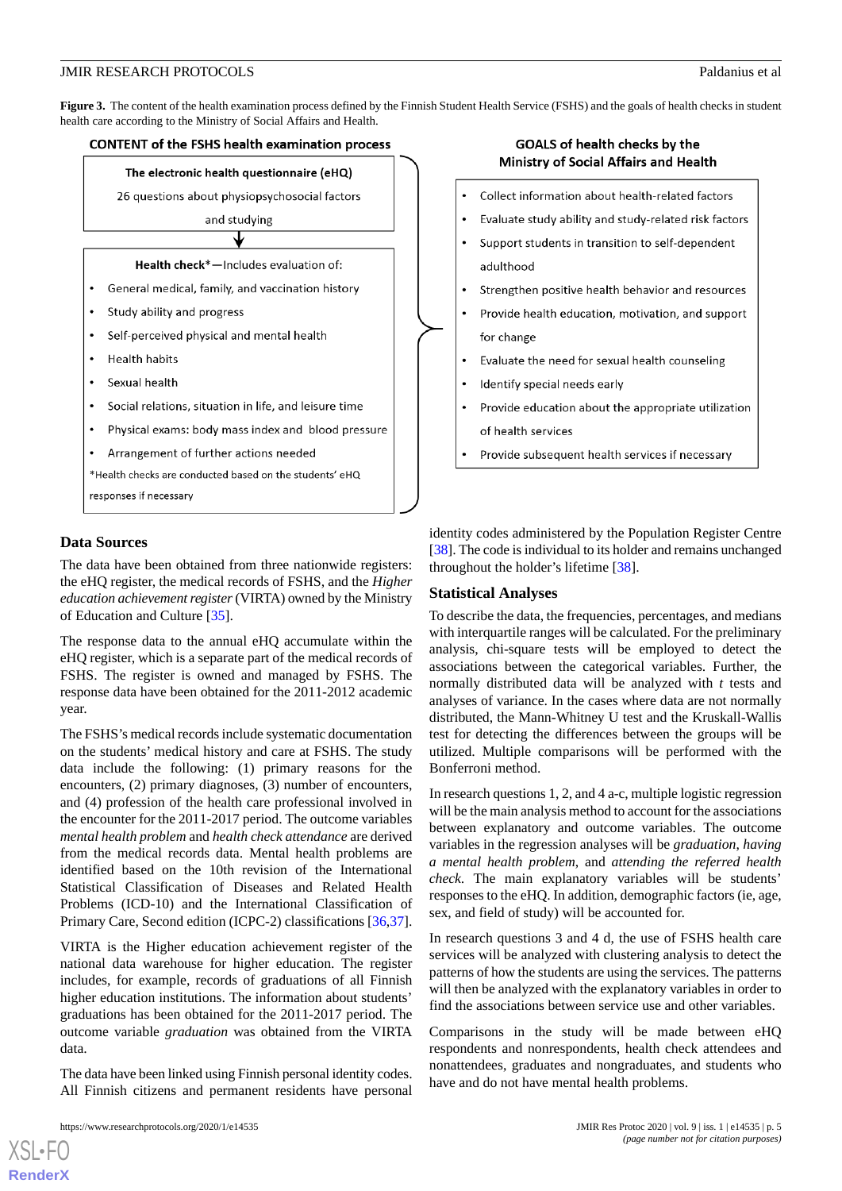**Figure 3.** The content of the health examination process defined by the Finnish Student Health Service (FSHS) and the goals of health checks in student health care according to the Ministry of Social Affairs and Health.

**CONTENT of the FSHS health examination process**

**The electronic health questionnaire (eHQ)**

26 questions about physiopsychosocial factors and studying

↓

**Health check***—Includes evaluation of:

- General medical, family, and vaccination history
- Study ability and progress
- Self-perceived physical and mental health
- Health habits
- Sexual health
- Social relations, situation in life, and leisure time
- Physical exams: body mass index and blood pressure
- Arrangement of further actions needed

*Health checks are conducted based on the students' eHQ responses if necessary

**GOALS of health checks by the Ministry of Social Affairs and Health**

- Collect information about health-related factors
- Evaluate study ability and study-related risk factors
- Support students in transition to self-dependent adulthood
- Strengthen positive health behavior and resources
- Provide health education, motivation, and support for change
- Evaluate the need for sexual health counseling
- Identify special needs early
- Provide education about the appropriate utilization of health services
- Provide subsequent health services if necessary

## Data Sources

The data have been obtained from three nationwide registers: the eHQ register, the medical records of FSHS, and the *Higher education achievement register* (VIRTA) owned by the Ministry of Education and Culture [35].

The response data to the annual eHQ accumulate within the eHQ register, which is a separate part of the medical records of FSHS. The register is owned and managed by FSHS. The response data have been obtained for the 2011-2012 academic year.

The FSHS's medical records include systematic documentation on the students' medical history and care at FSHS. The study data include the following: (1) primary reasons for the encounters, (2) primary diagnoses, (3) number of encounters, and (4) profession of the health care professional involved in the encounter for the 2011-2017 period. The outcome variables *mental health problem* and *health check attendance* are derived from the medical records data. Mental health problems are identified based on the 10th revision of the International Statistical Classification of Diseases and Related Health Problems (ICD-10) and the International Classification of Primary Care, Second edition (ICPC-2) classifications [36,37].

VIRTA is the Higher education achievement register of the national data warehouse for higher education. The register includes, for example, records of graduations of all Finnish higher education institutions. The information about students' graduations has been obtained for the 2011-2017 period. The outcome variable *graduation* was obtained from the VIRTA data.

The data have been linked using Finnish personal identity codes. All Finnish citizens and permanent residents have personal identity codes administered by the Population Register Centre [38]. The code is individual to its holder and remains unchanged throughout the holder's lifetime [38].

## Statistical Analyses

To describe the data, the frequencies, percentages, and medians with interquartile ranges will be calculated. For the preliminary analysis, chi-square tests will be employed to detect the associations between the categorical variables. Further, the normally distributed data will be analyzed with *t* tests and analyses of variance. In the cases where data are not normally distributed, the Mann-Whitney U test and the Kruskall-Wallis test for detecting the differences between the groups will be utilized. Multiple comparisons will be performed with the Bonferroni method.

In research questions 1, 2, and 4 a-c, multiple logistic regression will be the main analysis method to account for the associations between explanatory and outcome variables. The outcome variables in the regression analyses will be *graduation*, *having a mental health problem*, and *attending the referred health check*. The main explanatory variables will be students' responses to the eHQ. In addition, demographic factors (ie, age, sex, and field of study) will be accounted for.

In research questions 3 and 4 d, the use of FSHS health care services will be analyzed with clustering analysis to detect the patterns of how the students are using the services. The patterns will then be analyzed with the explanatory variables in order to find the associations between service use and other variables.

Comparisons in the study will be made between eHQ respondents and nonrespondents, health check attendees and nonattendees, graduates and nongraduates, and students who have and do not have mental health problems.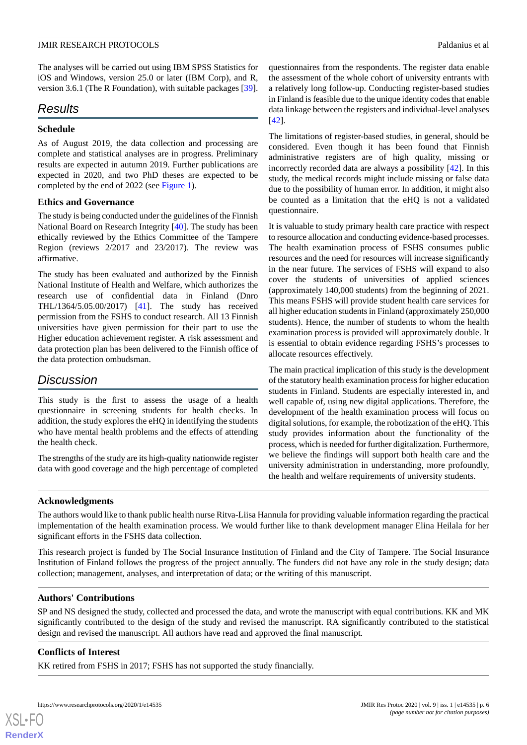The analyses will be carried out using IBM SPSS Statistics for iOS and Windows, version 25.0 or later (IBM Corp), and R, version 3.6.1 (The R Foundation), with suitable packages [39].

## Results

### Schedule

As of August 2019, the data collection and processing are complete and statistical analyses are in progress. Preliminary results are expected in autumn 2019. Further publications are expected in 2020, and two PhD theses are expected to be completed by the end of 2022 (see Figure 1).

### Ethics and Governance

The study is being conducted under the guidelines of the Finnish National Board on Research Integrity [40]. The study has been ethically reviewed by the Ethics Committee of the Tampere Region (reviews 2/2017 and 23/2017). The review was affirmative.

The study has been evaluated and authorized by the Finnish National Institute of Health and Welfare, which authorizes the research use of confidential data in Finland (Dnro THL/1364/5.05.00/2017) [41]. The study has received permission from the FSHS to conduct research. All 13 Finnish universities have given permission for their part to use the Higher education achievement register. A risk assessment and data protection plan has been delivered to the Finnish office of the data protection ombudsman.

## Discussion

This study is the first to assess the usage of a health questionnaire in screening students for health checks. In addition, the study explores the eHQ in identifying the students who have mental health problems and the effects of attending the health check.

The strengths of the study are its high-quality nationwide register data with good coverage and the high percentage of completed questionnaires from the respondents. The register data enable the assessment of the whole cohort of university entrants with a relatively long follow-up. Conducting register-based studies in Finland is feasible due to the unique identity codes that enable data linkage between the registers and individual-level analyses [42].

The limitations of register-based studies, in general, should be considered. Even though it has been found that Finnish administrative registers are of high quality, missing or incorrectly recorded data are always a possibility [42]. In this study, the medical records might include missing or false data due to the possibility of human error. In addition, it might also be counted as a limitation that the eHQ is not a validated questionnaire.

It is valuable to study primary health care practice with respect to resource allocation and conducting evidence-based processes. The health examination process of FSHS consumes public resources and the need for resources will increase significantly in the near future. The services of FSHS will expand to also cover the students of universities of applied sciences (approximately 140,000 students) from the beginning of 2021. This means FSHS will provide student health care services for all higher education students in Finland (approximately 250,000 students). Hence, the number of students to whom the health examination process is provided will approximately double. It is essential to obtain evidence regarding FSHS's processes to allocate resources effectively.

The main practical implication of this study is the development of the statutory health examination process for higher education students in Finland. Students are especially interested in, and well capable of, using new digital applications. Therefore, the development of the health examination process will focus on digital solutions, for example, the robotization of the eHQ. This study provides information about the functionality of the process, which is needed for further digitalization. Furthermore, we believe the findings will support both health care and the university administration in understanding, more profoundly, the health and welfare requirements of university students.

### Acknowledgments

The authors would like to thank public health nurse Ritva-Liisa Hannula for providing valuable information regarding the practical implementation of the health examination process. We would further like to thank development manager Elina Heilala for her significant efforts in the FSHS data collection.

This research project is funded by The Social Insurance Institution of Finland and the City of Tampere. The Social Insurance Institution of Finland follows the progress of the project annually. The funders did not have any role in the study design; data collection; management, analyses, and interpretation of data; or the writing of this manuscript.

### Authors' Contributions

SP and NS designed the study, collected and processed the data, and wrote the manuscript with equal contributions. KK and MK significantly contributed to the design of the study and revised the manuscript. RA significantly contributed to the statistical design and revised the manuscript. All authors have read and approved the final manuscript.

### Conflicts of Interest

KK retired from FSHS in 2017; FSHS has not supported the study financially.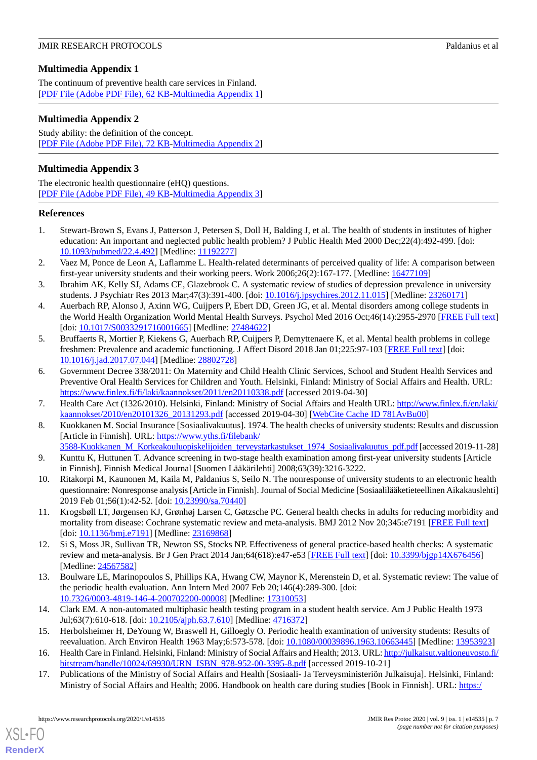## Multimedia Appendix 1

The continuum of preventive health care services in Finland.
[PDF File (Adobe PDF File), 62 KB-Multimedia Appendix 1]

## Multimedia Appendix 2

Study ability: the definition of the concept.
[PDF File (Adobe PDF File), 72 KB-Multimedia Appendix 2]

## Multimedia Appendix 3

The electronic health questionnaire (eHQ) questions.
[PDF File (Adobe PDF File), 49 KB-Multimedia Appendix 3]

## References

1. Stewart-Brown S, Evans J, Patterson J, Petersen S, Doll H, Balding J, et al. The health of students in institutes of higher education: An important and neglected public health problem? J Public Health Med 2000 Dec;22(4):492-499. [doi: 10.1093/pubmed/22.4.492] [Medline: 11192277]
2. Vaez M, Ponce de Leon A, Laflamme L. Health-related determinants of perceived quality of life: A comparison between first-year university students and their working peers. Work 2006;26(2):167-177. [Medline: 16477109]
3. Ibrahim AK, Kelly SJ, Adams CE, Glazebrook C. A systematic review of studies of depression prevalence in university students. J Psychiatr Res 2013 Mar;47(3):391-400. [doi: 10.1016/j.jpsychires.2012.11.015] [Medline: 23260171]
4. Auerbach RP, Alonso J, Axinn WG, Cuijpers P, Ebert DD, Green JG, et al. Mental disorders among college students in the World Health Organization World Mental Health Surveys. Psychol Med 2016 Oct;46(14):2955-2970 [FREE Full text] [doi: 10.1017/S0033291716001665] [Medline: 27484622]
5. Bruffaerts R, Mortier P, Kiekens G, Auerbach RP, Cuijpers P, Demyttenaere K, et al. Mental health problems in college freshmen: Prevalence and academic functioning. J Affect Disord 2018 Jan 01;225:97-103 [FREE Full text] [doi: 10.1016/j.jad.2017.07.044] [Medline: 28802728]
6. Government Decree 338/2011: On Maternity and Child Health Clinic Services, School and Student Health Services and Preventive Oral Health Services for Children and Youth. Helsinki, Finland: Ministry of Social Affairs and Health. URL: https://www.finlex.fi/fi/laki/kaannokset/2011/en20110338.pdf [accessed 2019-04-30]
7. Health Care Act (1326/2010). Helsinki, Finland: Ministry of Social Affairs and Health URL: http://www.finlex.fi/en/laki/kaannokset/2010/en20101326_20131293.pdf [accessed 2019-04-30] [WebCite Cache ID 781AvBu00]
8. Kuokkanen M. Social Insurance [Sosiaalivakuutus]. 1974. The health checks of university students: Results and discussion [Article in Finnish]. URL: https://www.yths.fi/filebank/3588-Kuokkanen_M_Korkeakouluopiskelijoiden_terveystarkastukset_1974_Sosiaalivakuutus_pdf.pdf [accessed 2019-11-28]
9. Kunttu K, Huttunen T. Advance screening in two-stage health examination among first-year university students [Article in Finnish]. Finnish Medical Journal [Suomen Lääkärilehti] 2008;63(39):3216-3222.
10. Ritakorpi M, Kaunonen M, Kaila M, Paldanius S, Seilo N. The nonresponse of university students to an electronic health questionnaire: Nonresponse analysis [Article in Finnish]. Journal of Social Medicine [Sosiaalilääketieteellinen Aikakauslehti] 2019 Feb 01;56(1):42-52. [doi: 10.23990/sa.70440]
11. Krogsbøll LT, Jørgensen KJ, Grønhøj Larsen C, Gøtzsche PC. General health checks in adults for reducing morbidity and mortality from disease: Cochrane systematic review and meta-analysis. BMJ 2012 Nov 20;345:e7191 [FREE Full text] [doi: 10.1136/bmj.e7191] [Medline: 23169868]
12. Si S, Moss JR, Sullivan TR, Newton SS, Stocks NP. Effectiveness of general practice-based health checks: A systematic review and meta-analysis. Br J Gen Pract 2014 Jan;64(618):e47-e53 [FREE Full text] [doi: 10.3399/bjgp14X676456] [Medline: 24567582]
13. Boulware LE, Marinopoulos S, Phillips KA, Hwang CW, Maynor K, Merenstein D, et al. Systematic review: The value of the periodic health evaluation. Ann Intern Med 2007 Feb 20;146(4):289-300. [doi: 10.7326/0003-4819-146-4-200702200-00008] [Medline: 17310053]
14. Clark EM. A non-automated multiphasic health testing program in a student health service. Am J Public Health 1973 Jul;63(7):610-618. [doi: 10.2105/ajph.63.7.610] [Medline: 4716372]
15. Herbolsheimer H, DeYoung W, Braswell H, Gilloegly O. Periodic health examination of university students: Results of reevaluation. Arch Environ Health 1963 May;6:573-578. [doi: 10.1080/00039896.1963.10663445] [Medline: 13953923]
16. Health Care in Finland. Helsinki, Finland: Ministry of Social Affairs and Health; 2013. URL: http://julkaisut.valtioneuvosto.fi/bitstream/handle/10024/69930/URN_ISBN_978-952-00-3395-8.pdf [accessed 2019-10-21]
17. Publications of the Ministry of Social Affairs and Health [Sosiaali- Ja Terveysministeriön Julkaisuja]. Helsinki, Finland: Ministry of Social Affairs and Health; 2006. Handbook on health care during studies [Book in Finnish]. URL: https:/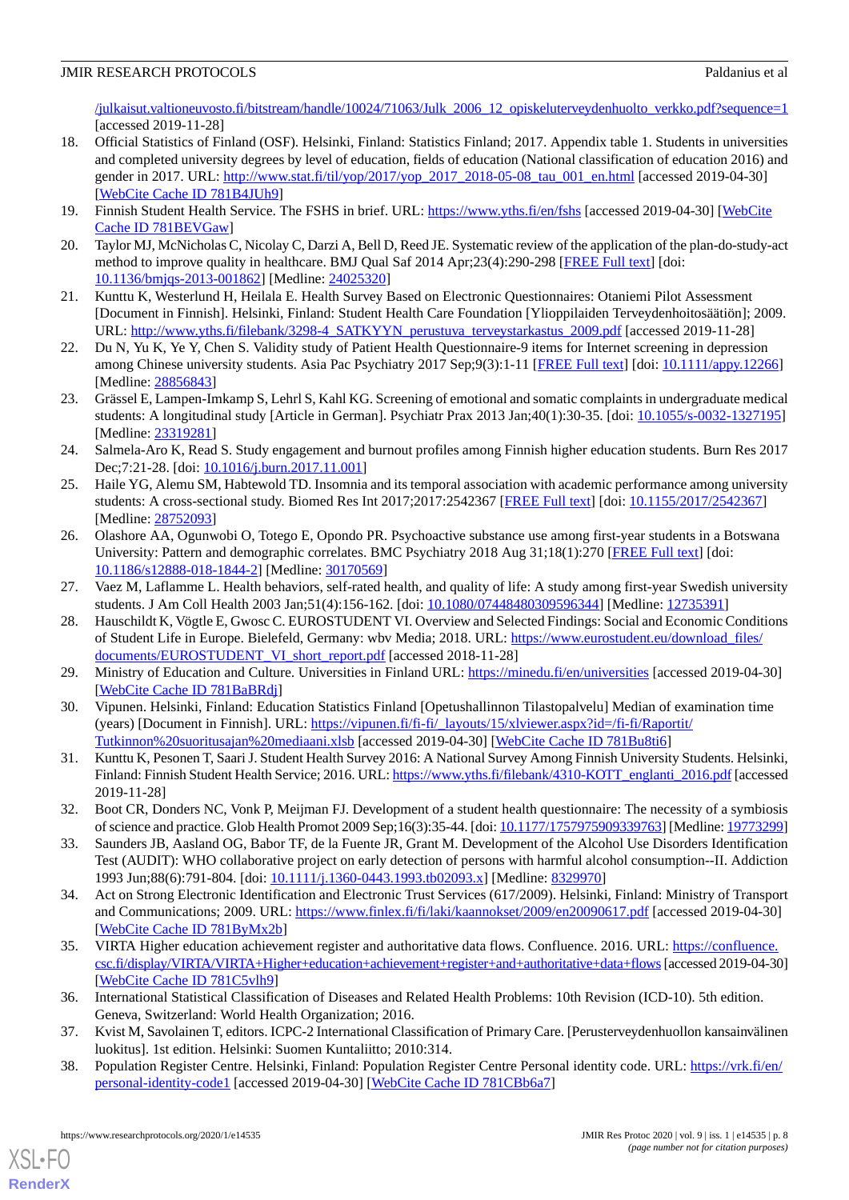/julkaisut.valtioneuvosto.fi/bitstream/handle/10024/71063/Julk_2006_12_opiskeluterveydenhuolto_verkko.pdf?sequence=1 [accessed 2019-11-28]

18. Official Statistics of Finland (OSF). Helsinki, Finland: Statistics Finland; 2017. Appendix table 1. Students in universities and completed university degrees by level of education, fields of education (National classification of education 2016) and gender in 2017. URL: http://www.stat.fi/til/yop/2017/yop_2017_2018-05-08_tau_001_en.html [accessed 2019-04-30] [WebCite Cache ID 781B4JUh9]
19. Finnish Student Health Service. The FSHS in brief. URL: https://www.yths.fi/en/fshs [accessed 2019-04-30] [WebCite Cache ID 781BEVGaw]
20. Taylor MJ, McNicholas C, Nicolay C, Darzi A, Bell D, Reed JE. Systematic review of the application of the plan-do-study-act method to improve quality in healthcare. BMJ Qual Saf 2014 Apr;23(4):290-298 [FREE Full text] [doi: 10.1136/bmjqs-2013-001862] [Medline: 24025320]
21. Kunttu K, Westerlund H, Heilala E. Health Survey Based on Electronic Questionnaires: Otaniemi Pilot Assessment [Document in Finnish]. Helsinki, Finland: Student Health Care Foundation [Ylioppilaiden Terveydenhoitosäätiön]; 2009. URL: http://www.yths.fi/filebank/3298-4_SATKYYN_perustuva_terveystarkastus_2009.pdf [accessed 2019-11-28]
22. Du N, Yu K, Ye Y, Chen S. Validity study of Patient Health Questionnaire-9 items for Internet screening in depression among Chinese university students. Asia Pac Psychiatry 2017 Sep;9(3):1-11 [FREE Full text] [doi: 10.1111/appy.12266] [Medline: 28856843]
23. Grässel E, Lampen-Imkamp S, Lehrl S, Kahl KG. Screening of emotional and somatic complaints in undergraduate medical students: A longitudinal study [Article in German]. Psychiatr Prax 2013 Jan;40(1):30-35. [doi: 10.1055/s-0032-1327195] [Medline: 23319281]
24. Salmela-Aro K, Read S. Study engagement and burnout profiles among Finnish higher education students. Burn Res 2017 Dec;7:21-28. [doi: 10.1016/j.burn.2017.11.001]
25. Haile YG, Alemu SM, Habtewold TD. Insomnia and its temporal association with academic performance among university students: A cross-sectional study. Biomed Res Int 2017;2017:2542367 [FREE Full text] [doi: 10.1155/2017/2542367] [Medline: 28752093]
26. Olashore AA, Ogunwobi O, Totego E, Opondo PR. Psychoactive substance use among first-year students in a Botswana University: Pattern and demographic correlates. BMC Psychiatry 2018 Aug 31;18(1):270 [FREE Full text] [doi: 10.1186/s12888-018-1844-2] [Medline: 30170569]
27. Vaez M, Laflamme L. Health behaviors, self-rated health, and quality of life: A study among first-year Swedish university students. J Am Coll Health 2003 Jan;51(4):156-162. [doi: 10.1080/07448480309596344] [Medline: 12735391]
28. Hauschildt K, Vögtle E, Gwosc C. EUROSTUDENT VI. Overview and Selected Findings: Social and Economic Conditions of Student Life in Europe. Bielefeld, Germany: wbv Media; 2018. URL: https://www.eurostudent.eu/download_files/documents/EUROSTUDENT_VI_short_report.pdf [accessed 2018-11-28]
29. Ministry of Education and Culture. Universities in Finland URL: https://minedu.fi/en/universities [accessed 2019-04-30] [WebCite Cache ID 781BaBRdj]
30. Vipunen. Helsinki, Finland: Education Statistics Finland [Opetushallinnon Tilastopalvelu] Median of examination time (years) [Document in Finnish]. URL: https://vipunen.fi/fi-fi/_layouts/15/xlviewer.aspx?id=/fi-fi/Raportit/Tutkinnon%20suoritusajan%20mediaani.xlsb [accessed 2019-04-30] [WebCite Cache ID 781Bu8ti6]
31. Kunttu K, Pesonen T, Saari J. Student Health Survey 2016: A National Survey Among Finnish University Students. Helsinki, Finland: Finnish Student Health Service; 2016. URL: https://www.yths.fi/filebank/4310-KOTT_englanti_2016.pdf [accessed 2019-11-28]
32. Boot CR, Donders NC, Vonk P, Meijman FJ. Development of a student health questionnaire: The necessity of a symbiosis of science and practice. Glob Health Promot 2009 Sep;16(3):35-44. [doi: 10.1177/1757975909339763] [Medline: 19773299]
33. Saunders JB, Aasland OG, Babor TF, de la Fuente JR, Grant M. Development of the Alcohol Use Disorders Identification Test (AUDIT): WHO collaborative project on early detection of persons with harmful alcohol consumption--II. Addiction 1993 Jun;88(6):791-804. [doi: 10.1111/j.1360-0443.1993.tb02093.x] [Medline: 8329970]
34. Act on Strong Electronic Identification and Electronic Trust Services (617/2009). Helsinki, Finland: Ministry of Transport and Communications; 2009. URL: https://www.finlex.fi/fi/laki/kaannokset/2009/en20090617.pdf [accessed 2019-04-30] [WebCite Cache ID 781ByMx2b]
35. VIRTA Higher education achievement register and authoritative data flows. Confluence. 2016. URL: https://confluence.csc.fi/display/VIRTA/VIRTA+Higher+education+achievement+register+and+authoritative+data+flows [accessed 2019-04-30] [WebCite Cache ID 781C5vlh9]
36. International Statistical Classification of Diseases and Related Health Problems: 10th Revision (ICD-10). 5th edition. Geneva, Switzerland: World Health Organization; 2016.
37. Kvist M, Savolainen T, editors. ICPC-2 International Classification of Primary Care. [Perusterveydenhuollon kansainvälinen luokitus]. 1st edition. Helsinki: Suomen Kuntaliitto; 2010:314.
38. Population Register Centre. Helsinki, Finland: Population Register Centre Personal identity code. URL: https://vrk.fi/en/personal-identity-code1 [accessed 2019-04-30] [WebCite Cache ID 781CBb6a7]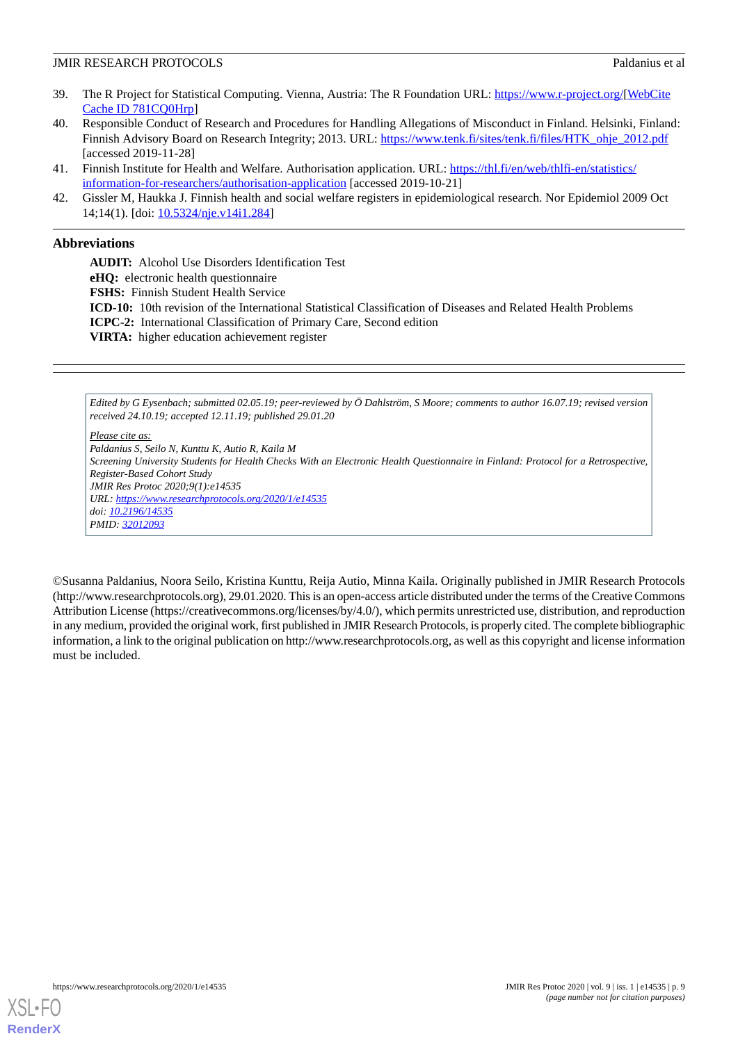39. The R Project for Statistical Computing. Vienna, Austria: The R Foundation URL: https://www.r-project.org/[WebCite Cache ID 781CQ0Hrp]
40. Responsible Conduct of Research and Procedures for Handling Allegations of Misconduct in Finland. Helsinki, Finland: Finnish Advisory Board on Research Integrity; 2013. URL: https://www.tenk.fi/sites/tenk.fi/files/HTK_ohje_2012.pdf [accessed 2019-11-28]
41. Finnish Institute for Health and Welfare. Authorisation application. URL: https://thl.fi/en/web/thlfi-en/statistics/information-for-researchers/authorisation-application [accessed 2019-10-21]
42. Gissler M, Haukka J. Finnish health and social welfare registers in epidemiological research. Nor Epidemiol 2009 Oct 14;14(1). [doi: 10.5324/nje.v14i1.284]

## Abbreviations

**AUDIT:** Alcohol Use Disorders Identification Test
**eHQ:** electronic health questionnaire
**FSHS:** Finnish Student Health Service
**ICD-10:** 10th revision of the International Statistical Classification of Diseases and Related Health Problems
**ICPC-2:** International Classification of Primary Care, Second edition
**VIRTA:** higher education achievement register

---

*Edited by G Eysenbach; submitted 02.05.19; peer-reviewed by Ö Dahlström, S Moore; comments to author 16.07.19; revised version received 24.10.19; accepted 12.11.19; published 29.01.20*

*Please cite as:*
*Paldanius S, Seilo N, Kunttu K, Autio R, Kaila M*
*Screening University Students for Health Checks With an Electronic Health Questionnaire in Finland: Protocol for a Retrospective, Register-Based Cohort Study*
*JMIR Res Protoc 2020;9(1):e14535*
*URL: https://www.researchprotocols.org/2020/1/e14535*
*doi: 10.2196/14535*
*PMID: 32012093*

©Susanna Paldanius, Noora Seilo, Kristina Kunttu, Reija Autio, Minna Kaila. Originally published in JMIR Research Protocols (http://www.researchprotocols.org), 29.01.2020. This is an open-access article distributed under the terms of the Creative Commons Attribution License (https://creativecommons.org/licenses/by/4.0/), which permits unrestricted use, distribution, and reproduction in any medium, provided the original work, first published in JMIR Research Protocols, is properly cited. The complete bibliographic information, a link to the original publication on http://www.researchprotocols.org, as well as this copyright and license information must be included.